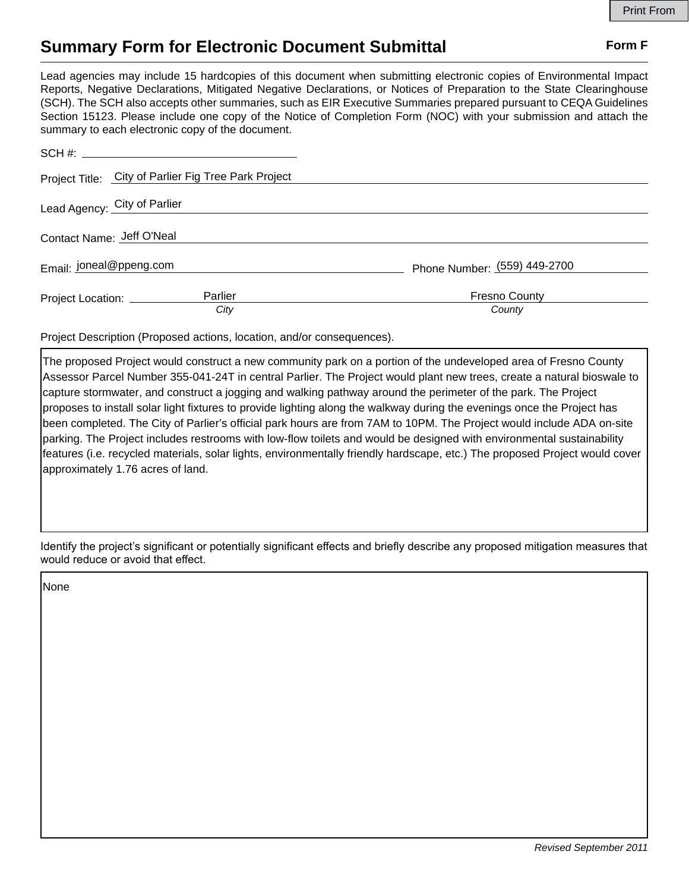# Summary Form for Electronic Document Submittal

**Form F**

Lead agencies may include 15 hardcopies of this document when submitting electronic copies of Environmental Impact Reports, Negative Declarations, Mitigated Negative Declarations, or Notices of Preparation to the State Clearinghouse (SCH). The SCH also accepts other summaries, such as EIR Executive Summaries prepared pursuant to CEQA Guidelines Section 15123. Please include one copy of the Notice of Completion Form (NOC) with your submission and attach the summary to each electronic copy of the document.

SCH #:

Project Title: City of Parlier Fig Tree Park Project

Lead Agency: City of Parlier

Contact Name: Jeff O'Neal

Email: joneal@ppeng.com

Phone Number: (559) 449-2700

Project Location: Parlier (*City*), Fresno County (*County*)

Project Description (Proposed actions, location, and/or consequences).

The proposed Project would construct a new community park on a portion of the undeveloped area of Fresno County Assessor Parcel Number 355-041-24T in central Parlier. The Project would plant new trees, create a natural bioswale to capture stormwater, and construct a jogging and walking pathway around the perimeter of the park. The Project proposes to install solar light fixtures to provide lighting along the walkway during the evenings once the Project has been completed. The City of Parlier's official park hours are from 7AM to 10PM. The Project would include ADA on-site parking. The Project includes restrooms with low-flow toilets and would be designed with environmental sustainability features (i.e. recycled materials, solar lights, environmentally friendly hardscape, etc.) The proposed Project would cover approximately 1.76 acres of land.

Identify the project's significant or potentially significant effects and briefly describe any proposed mitigation measures that would reduce or avoid that effect.

None

*Revised September 2011*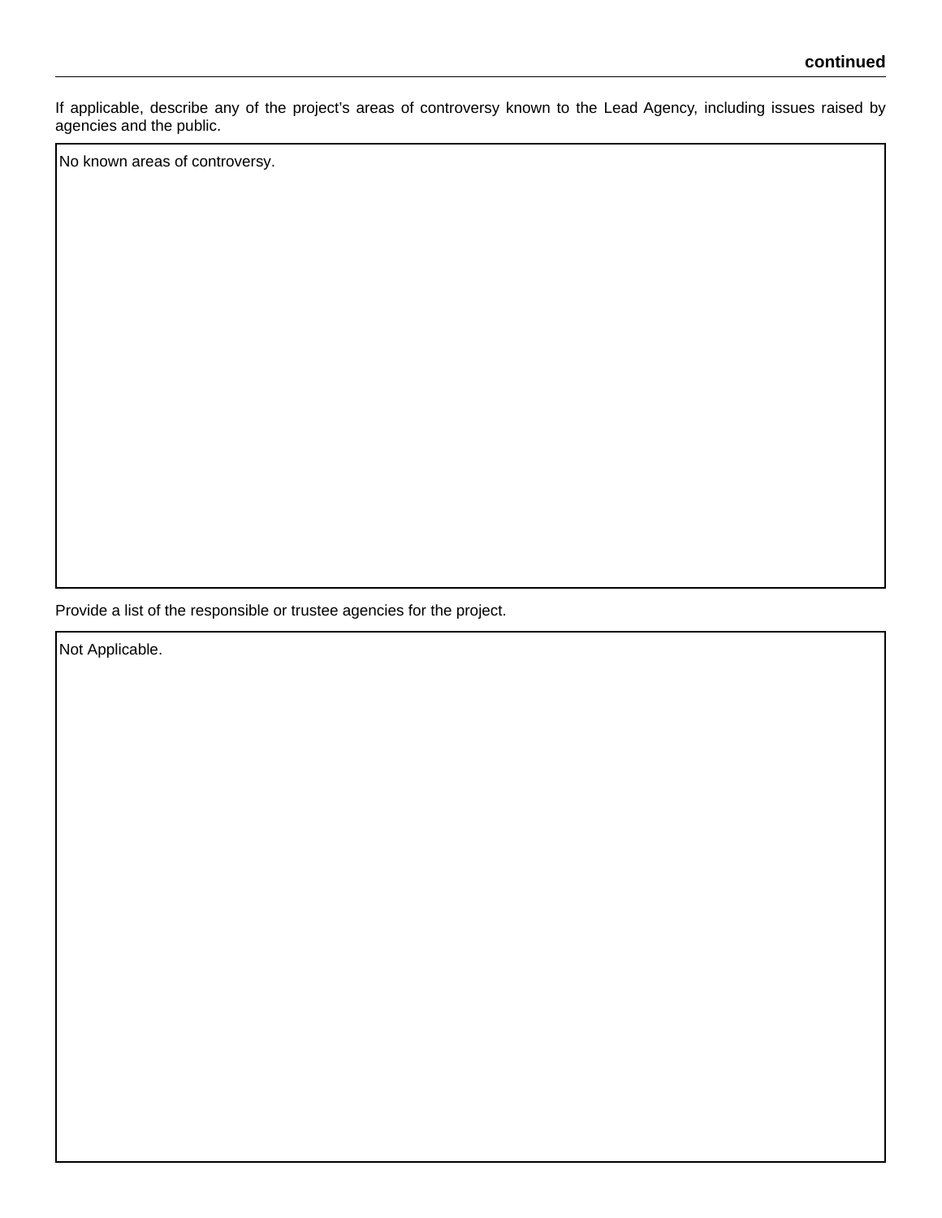**continued**

If applicable, describe any of the project's areas of controversy known to the Lead Agency, including issues raised by agencies and the public.

No known areas of controversy.

Provide a list of the responsible or trustee agencies for the project.

Not Applicable.